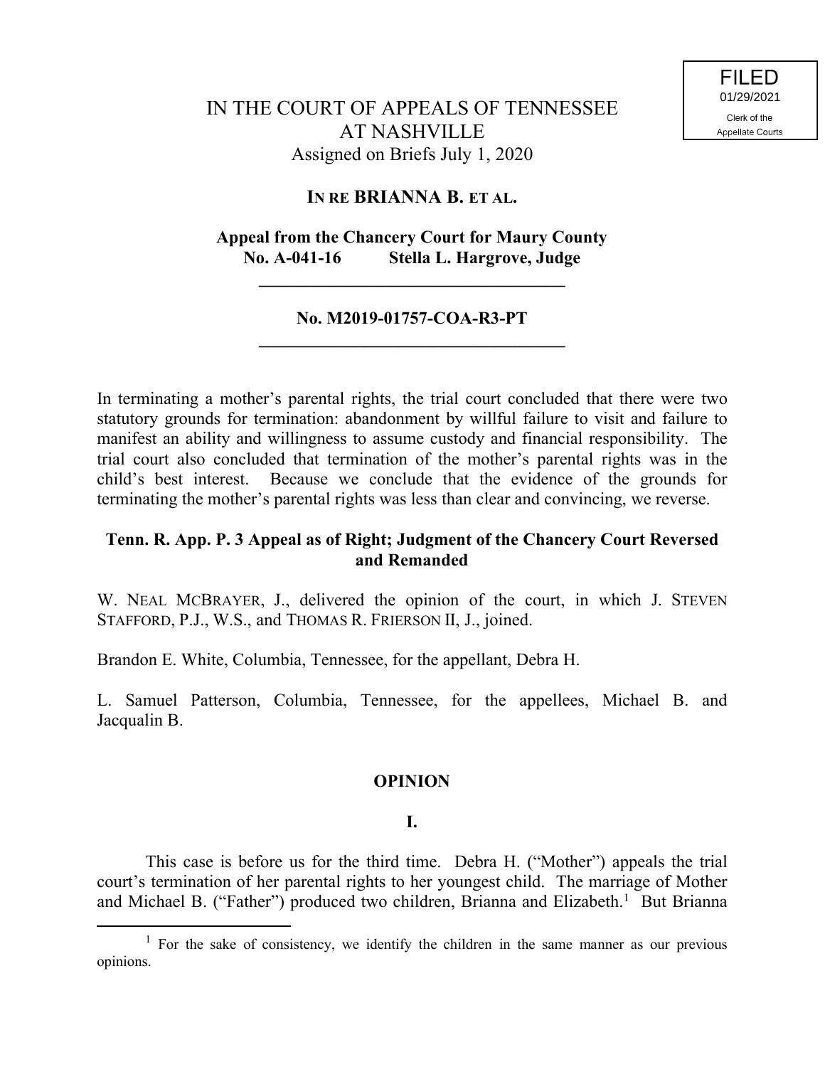FILED
01/29/2021
Clerk of the
Appellate Courts

IN THE COURT OF APPEALS OF TENNESSEE
AT NASHVILLE
Assigned on Briefs July 1, 2020

**IN RE BRIANNA B. ET AL.**

**Appeal from the Chancery Court for Maury County**
**No. A-041-16 Stella L. Hargrove, Judge**

---

**No. M2019-01757-COA-R3-PT**

---

In terminating a mother's parental rights, the trial court concluded that there were two statutory grounds for termination: abandonment by willful failure to visit and failure to manifest an ability and willingness to assume custody and financial responsibility. The trial court also concluded that termination of the mother's parental rights was in the child's best interest. Because we conclude that the evidence of the grounds for terminating the mother's parental rights was less than clear and convincing, we reverse.

**Tenn. R. App. P. 3 Appeal as of Right; Judgment of the Chancery Court Reversed and Remanded**

W. NEAL MCBRAYER, J., delivered the opinion of the court, in which J. STEVEN STAFFORD, P.J., W.S., and THOMAS R. FRIERSON II, J., joined.

Brandon E. White, Columbia, Tennessee, for the appellant, Debra H.

L. Samuel Patterson, Columbia, Tennessee, for the appellees, Michael B. and Jacqualin B.

**OPINION**

**I.**

This case is before us for the third time. Debra H. ("Mother") appeals the trial court's termination of her parental rights to her youngest child. The marriage of Mother and Michael B. ("Father") produced two children, Brianna and Elizabeth.[1] But Brianna

[1] For the sake of consistency, we identify the children in the same manner as our previous opinions.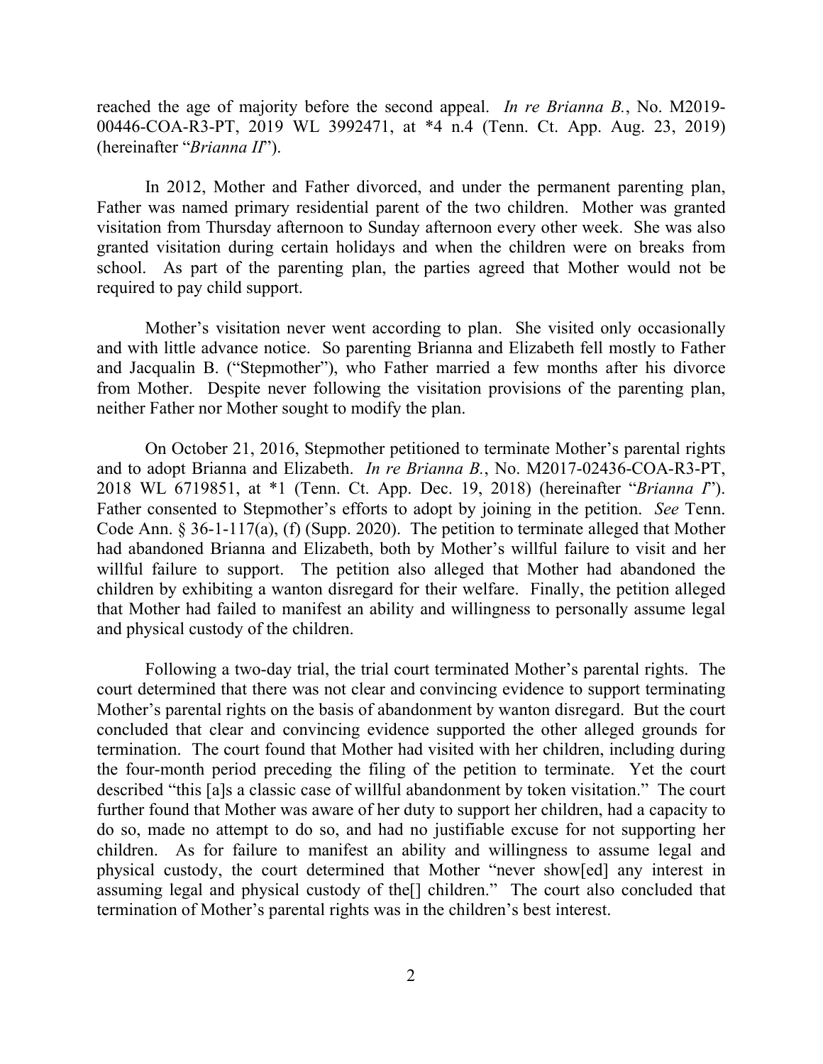reached the age of majority before the second appeal. *In re Brianna B.*, No. M2019-00446-COA-R3-PT, 2019 WL 3992471, at *4 n.4 (Tenn. Ct. App. Aug. 23, 2019) (hereinafter "*Brianna II*").

In 2012, Mother and Father divorced, and under the permanent parenting plan, Father was named primary residential parent of the two children. Mother was granted visitation from Thursday afternoon to Sunday afternoon every other week. She was also granted visitation during certain holidays and when the children were on breaks from school. As part of the parenting plan, the parties agreed that Mother would not be required to pay child support.

Mother's visitation never went according to plan. She visited only occasionally and with little advance notice. So parenting Brianna and Elizabeth fell mostly to Father and Jacqualin B. ("Stepmother"), who Father married a few months after his divorce from Mother. Despite never following the visitation provisions of the parenting plan, neither Father nor Mother sought to modify the plan.

On October 21, 2016, Stepmother petitioned to terminate Mother's parental rights and to adopt Brianna and Elizabeth. *In re Brianna B.*, No. M2017-02436-COA-R3-PT, 2018 WL 6719851, at *1 (Tenn. Ct. App. Dec. 19, 2018) (hereinafter "*Brianna I*"). Father consented to Stepmother's efforts to adopt by joining in the petition. *See* Tenn. Code Ann. § 36-1-117(a), (f) (Supp. 2020). The petition to terminate alleged that Mother had abandoned Brianna and Elizabeth, both by Mother's willful failure to visit and her willful failure to support. The petition also alleged that Mother had abandoned the children by exhibiting a wanton disregard for their welfare. Finally, the petition alleged that Mother had failed to manifest an ability and willingness to personally assume legal and physical custody of the children.

Following a two-day trial, the trial court terminated Mother's parental rights. The court determined that there was not clear and convincing evidence to support terminating Mother's parental rights on the basis of abandonment by wanton disregard. But the court concluded that clear and convincing evidence supported the other alleged grounds for termination. The court found that Mother had visited with her children, including during the four-month period preceding the filing of the petition to terminate. Yet the court described "this [a]s a classic case of willful abandonment by token visitation." The court further found that Mother was aware of her duty to support her children, had a capacity to do so, made no attempt to do so, and had no justifiable excuse for not supporting her children. As for failure to manifest an ability and willingness to assume legal and physical custody, the court determined that Mother "never show[ed] any interest in assuming legal and physical custody of the[] children." The court also concluded that termination of Mother's parental rights was in the children's best interest.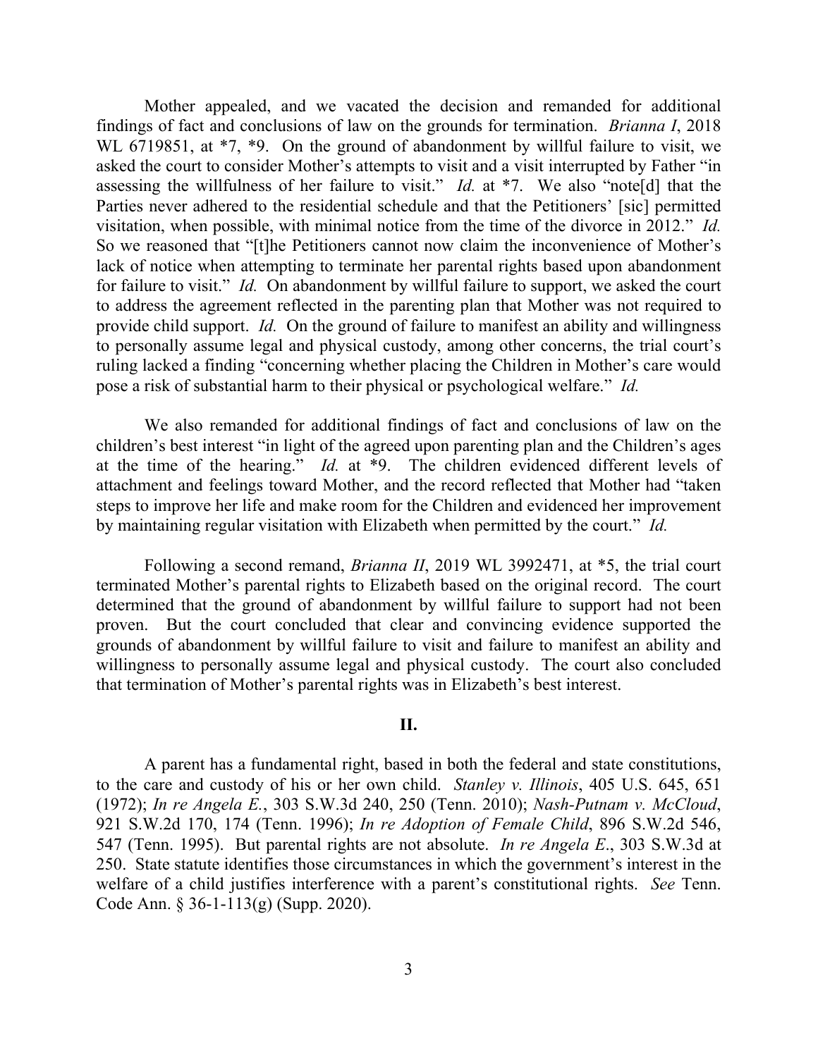Mother appealed, and we vacated the decision and remanded for additional findings of fact and conclusions of law on the grounds for termination. *Brianna I*, 2018 WL 6719851, at *7, *9. On the ground of abandonment by willful failure to visit, we asked the court to consider Mother's attempts to visit and a visit interrupted by Father "in assessing the willfulness of her failure to visit." *Id.* at *7. We also "note[d] that the Parties never adhered to the residential schedule and that the Petitioners' [sic] permitted visitation, when possible, with minimal notice from the time of the divorce in 2012." *Id.* So we reasoned that "[t]he Petitioners cannot now claim the inconvenience of Mother's lack of notice when attempting to terminate her parental rights based upon abandonment for failure to visit." *Id.* On abandonment by willful failure to support, we asked the court to address the agreement reflected in the parenting plan that Mother was not required to provide child support. *Id.* On the ground of failure to manifest an ability and willingness to personally assume legal and physical custody, among other concerns, the trial court's ruling lacked a finding "concerning whether placing the Children in Mother's care would pose a risk of substantial harm to their physical or psychological welfare." *Id.*

We also remanded for additional findings of fact and conclusions of law on the children's best interest "in light of the agreed upon parenting plan and the Children's ages at the time of the hearing." *Id.* at *9. The children evidenced different levels of attachment and feelings toward Mother, and the record reflected that Mother had "taken steps to improve her life and make room for the Children and evidenced her improvement by maintaining regular visitation with Elizabeth when permitted by the court." *Id.*

Following a second remand, *Brianna II*, 2019 WL 3992471, at *5, the trial court terminated Mother's parental rights to Elizabeth based on the original record. The court determined that the ground of abandonment by willful failure to support had not been proven. But the court concluded that clear and convincing evidence supported the grounds of abandonment by willful failure to visit and failure to manifest an ability and willingness to personally assume legal and physical custody. The court also concluded that termination of Mother's parental rights was in Elizabeth's best interest.

## II.

A parent has a fundamental right, based in both the federal and state constitutions, to the care and custody of his or her own child. *Stanley v. Illinois*, 405 U.S. 645, 651 (1972); *In re Angela E.*, 303 S.W.3d 240, 250 (Tenn. 2010); *Nash-Putnam v. McCloud*, 921 S.W.2d 170, 174 (Tenn. 1996); *In re Adoption of Female Child*, 896 S.W.2d 546, 547 (Tenn. 1995). But parental rights are not absolute. *In re Angela E*., 303 S.W.3d at 250. State statute identifies those circumstances in which the government's interest in the welfare of a child justifies interference with a parent's constitutional rights. *See* Tenn. Code Ann. § 36-1-113(g) (Supp. 2020).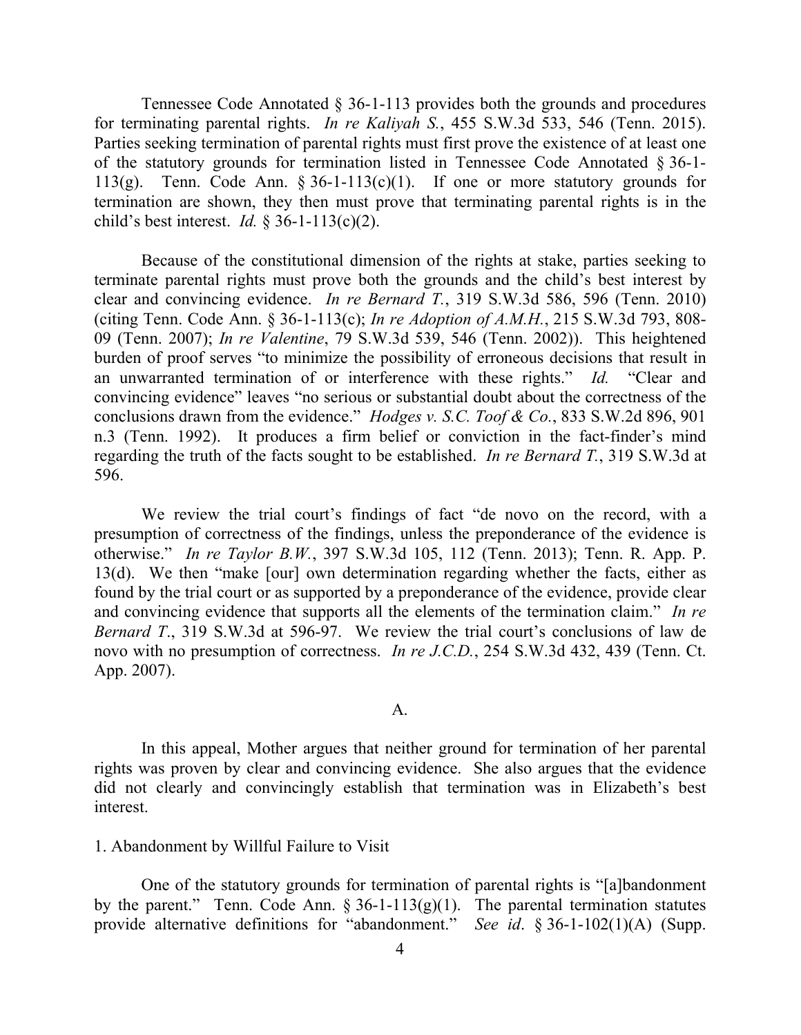Tennessee Code Annotated § 36-1-113 provides both the grounds and procedures for terminating parental rights. *In re Kaliyah S.*, 455 S.W.3d 533, 546 (Tenn. 2015). Parties seeking termination of parental rights must first prove the existence of at least one of the statutory grounds for termination listed in Tennessee Code Annotated § 36-1-113(g). Tenn. Code Ann. § 36-1-113(c)(1). If one or more statutory grounds for termination are shown, they then must prove that terminating parental rights is in the child's best interest. *Id.* § 36-1-113(c)(2).

Because of the constitutional dimension of the rights at stake, parties seeking to terminate parental rights must prove both the grounds and the child's best interest by clear and convincing evidence. *In re Bernard T.*, 319 S.W.3d 586, 596 (Tenn. 2010) (citing Tenn. Code Ann. § 36-1-113(c); *In re Adoption of A.M.H.*, 215 S.W.3d 793, 808-09 (Tenn. 2007); *In re Valentine*, 79 S.W.3d 539, 546 (Tenn. 2002)). This heightened burden of proof serves "to minimize the possibility of erroneous decisions that result in an unwarranted termination of or interference with these rights." *Id.* "Clear and convincing evidence" leaves "no serious or substantial doubt about the correctness of the conclusions drawn from the evidence." *Hodges v. S.C. Toof & Co.*, 833 S.W.2d 896, 901 n.3 (Tenn. 1992). It produces a firm belief or conviction in the fact-finder's mind regarding the truth of the facts sought to be established. *In re Bernard T.*, 319 S.W.3d at 596.

We review the trial court's findings of fact "de novo on the record, with a presumption of correctness of the findings, unless the preponderance of the evidence is otherwise." *In re Taylor B.W.*, 397 S.W.3d 105, 112 (Tenn. 2013); Tenn. R. App. P. 13(d). We then "make [our] own determination regarding whether the facts, either as found by the trial court or as supported by a preponderance of the evidence, provide clear and convincing evidence that supports all the elements of the termination claim." *In re Bernard T.*, 319 S.W.3d at 596-97. We review the trial court's conclusions of law de novo with no presumption of correctness. *In re J.C.D.*, 254 S.W.3d 432, 439 (Tenn. Ct. App. 2007).

A.

In this appeal, Mother argues that neither ground for termination of her parental rights was proven by clear and convincing evidence. She also argues that the evidence did not clearly and convincingly establish that termination was in Elizabeth's best interest.

1. Abandonment by Willful Failure to Visit

One of the statutory grounds for termination of parental rights is "[a]bandonment by the parent." Tenn. Code Ann. § 36-1-113(g)(1). The parental termination statutes provide alternative definitions for "abandonment." *See id*. § 36-1-102(1)(A) (Supp.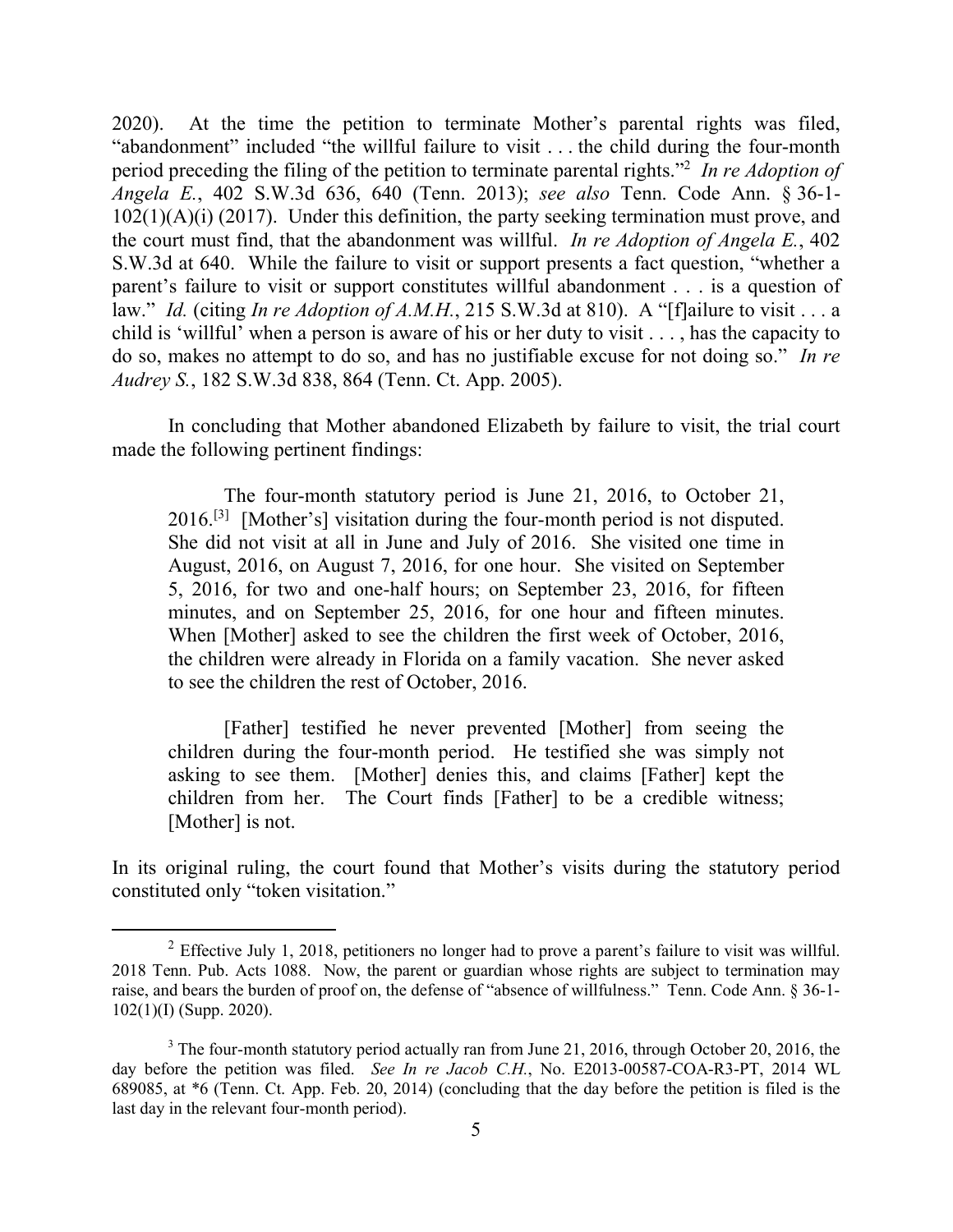2020). At the time the petition to terminate Mother's parental rights was filed, "abandonment" included "the willful failure to visit . . . the child during the four-month period preceding the filing of the petition to terminate parental rights."[2] *In re Adoption of Angela E.*, 402 S.W.3d 636, 640 (Tenn. 2013); *see also* Tenn. Code Ann. § 36-1-102(1)(A)(i) (2017). Under this definition, the party seeking termination must prove, and the court must find, that the abandonment was willful. *In re Adoption of Angela E.*, 402 S.W.3d at 640. While the failure to visit or support presents a fact question, "whether a parent's failure to visit or support constitutes willful abandonment . . . is a question of law." *Id.* (citing *In re Adoption of A.M.H.*, 215 S.W.3d at 810). A "[f]ailure to visit . . . a child is 'willful' when a person is aware of his or her duty to visit . . . , has the capacity to do so, makes no attempt to do so, and has no justifiable excuse for not doing so." *In re Audrey S.*, 182 S.W.3d 838, 864 (Tenn. Ct. App. 2005).

In concluding that Mother abandoned Elizabeth by failure to visit, the trial court made the following pertinent findings:

> The four-month statutory period is June 21, 2016, to October 21, 2016.[3] [Mother's] visitation during the four-month period is not disputed. She did not visit at all in June and July of 2016. She visited one time in August, 2016, on August 7, 2016, for one hour. She visited on September 5, 2016, for two and one-half hours; on September 23, 2016, for fifteen minutes, and on September 25, 2016, for one hour and fifteen minutes. When [Mother] asked to see the children the first week of October, 2016, the children were already in Florida on a family vacation. She never asked to see the children the rest of October, 2016.
>
> [Father] testified he never prevented [Mother] from seeing the children during the four-month period. He testified she was simply not asking to see them. [Mother] denies this, and claims [Father] kept the children from her. The Court finds [Father] to be a credible witness; [Mother] is not.

In its original ruling, the court found that Mother's visits during the statutory period constituted only "token visitation."

---

[2] Effective July 1, 2018, petitioners no longer had to prove a parent's failure to visit was willful. 2018 Tenn. Pub. Acts 1088. Now, the parent or guardian whose rights are subject to termination may raise, and bears the burden of proof on, the defense of "absence of willfulness." Tenn. Code Ann. § 36-1-102(1)(I) (Supp. 2020).

[3] The four-month statutory period actually ran from June 21, 2016, through October 20, 2016, the day before the petition was filed. *See In re Jacob C.H.*, No. E2013-00587-COA-R3-PT, 2014 WL 689085, at *6 (Tenn. Ct. App. Feb. 20, 2014) (concluding that the day before the petition is filed is the last day in the relevant four-month period).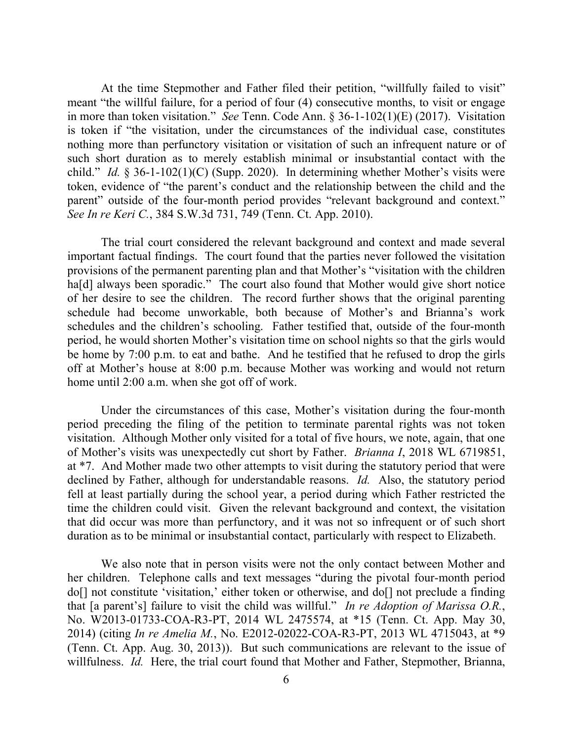At the time Stepmother and Father filed their petition, "willfully failed to visit" meant "the willful failure, for a period of four (4) consecutive months, to visit or engage in more than token visitation." *See* Tenn. Code Ann. § 36-1-102(1)(E) (2017). Visitation is token if "the visitation, under the circumstances of the individual case, constitutes nothing more than perfunctory visitation or visitation of such an infrequent nature or of such short duration as to merely establish minimal or insubstantial contact with the child." *Id.* § 36-1-102(1)(C) (Supp. 2020). In determining whether Mother's visits were token, evidence of "the parent's conduct and the relationship between the child and the parent" outside of the four-month period provides "relevant background and context." *See In re Keri C.*, 384 S.W.3d 731, 749 (Tenn. Ct. App. 2010).

The trial court considered the relevant background and context and made several important factual findings. The court found that the parties never followed the visitation provisions of the permanent parenting plan and that Mother's "visitation with the children ha[d] always been sporadic." The court also found that Mother would give short notice of her desire to see the children. The record further shows that the original parenting schedule had become unworkable, both because of Mother's and Brianna's work schedules and the children's schooling. Father testified that, outside of the four-month period, he would shorten Mother's visitation time on school nights so that the girls would be home by 7:00 p.m. to eat and bathe. And he testified that he refused to drop the girls off at Mother's house at 8:00 p.m. because Mother was working and would not return home until 2:00 a.m. when she got off of work.

Under the circumstances of this case, Mother's visitation during the four-month period preceding the filing of the petition to terminate parental rights was not token visitation. Although Mother only visited for a total of five hours, we note, again, that one of Mother's visits was unexpectedly cut short by Father. *Brianna I*, 2018 WL 6719851, at \*7. And Mother made two other attempts to visit during the statutory period that were declined by Father, although for understandable reasons. *Id.* Also, the statutory period fell at least partially during the school year, a period during which Father restricted the time the children could visit. Given the relevant background and context, the visitation that did occur was more than perfunctory, and it was not so infrequent or of such short duration as to be minimal or insubstantial contact, particularly with respect to Elizabeth.

We also note that in person visits were not the only contact between Mother and her children. Telephone calls and text messages "during the pivotal four-month period do[] not constitute 'visitation,' either token or otherwise, and do[] not preclude a finding that [a parent's] failure to visit the child was willful." *In re Adoption of Marissa O.R.*, No. W2013-01733-COA-R3-PT, 2014 WL 2475574, at \*15 (Tenn. Ct. App. May 30, 2014) (citing *In re Amelia M.*, No. E2012-02022-COA-R3-PT, 2013 WL 4715043, at \*9 (Tenn. Ct. App. Aug. 30, 2013)). But such communications are relevant to the issue of willfulness. *Id.* Here, the trial court found that Mother and Father, Stepmother, Brianna,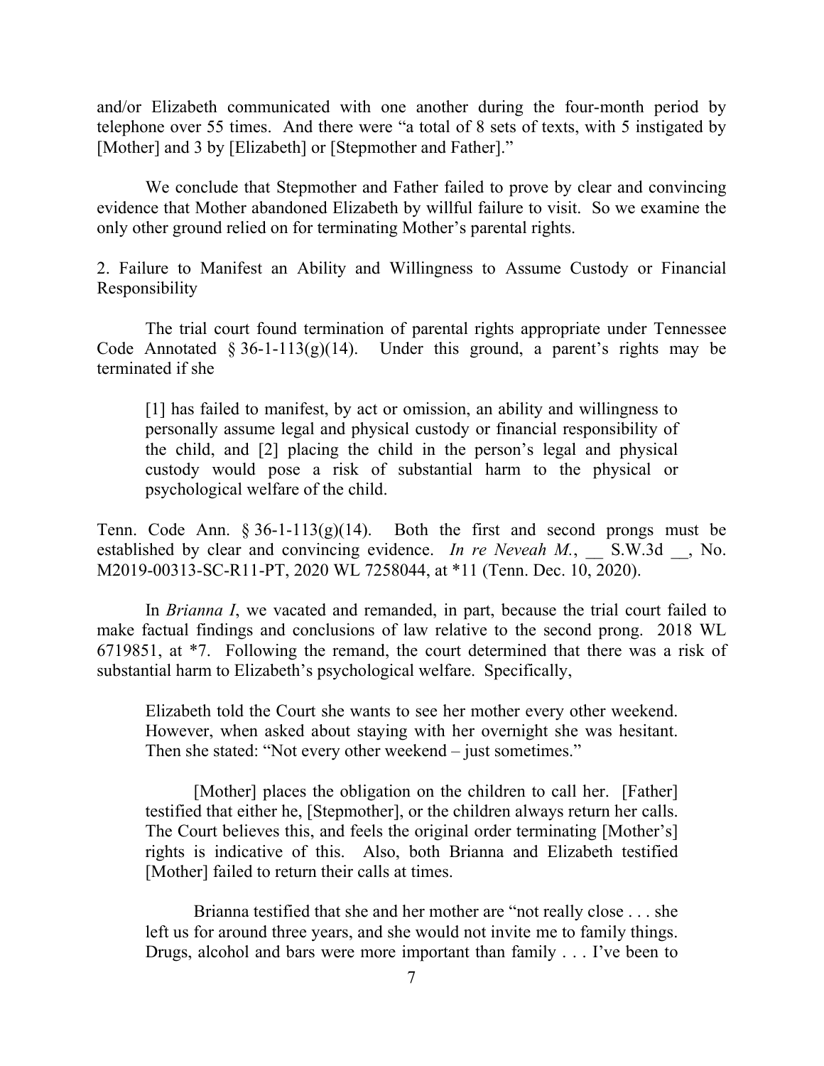and/or Elizabeth communicated with one another during the four-month period by telephone over 55 times. And there were "a total of 8 sets of texts, with 5 instigated by [Mother] and 3 by [Elizabeth] or [Stepmother and Father]."

We conclude that Stepmother and Father failed to prove by clear and convincing evidence that Mother abandoned Elizabeth by willful failure to visit. So we examine the only other ground relied on for terminating Mother's parental rights.

2. Failure to Manifest an Ability and Willingness to Assume Custody or Financial Responsibility

The trial court found termination of parental rights appropriate under Tennessee Code Annotated § 36-1-113(g)(14). Under this ground, a parent's rights may be terminated if she

> [1] has failed to manifest, by act or omission, an ability and willingness to personally assume legal and physical custody or financial responsibility of the child, and [2] placing the child in the person's legal and physical custody would pose a risk of substantial harm to the physical or psychological welfare of the child.

Tenn. Code Ann. § 36-1-113(g)(14). Both the first and second prongs must be established by clear and convincing evidence. *In re Neveah M.*, __ S.W.3d __, No. M2019-00313-SC-R11-PT, 2020 WL 7258044, at *11 (Tenn. Dec. 10, 2020).

In *Brianna I*, we vacated and remanded, in part, because the trial court failed to make factual findings and conclusions of law relative to the second prong. 2018 WL 6719851, at *7. Following the remand, the court determined that there was a risk of substantial harm to Elizabeth's psychological welfare. Specifically,

> Elizabeth told the Court she wants to see her mother every other weekend. However, when asked about staying with her overnight she was hesitant. Then she stated: "Not every other weekend – just sometimes."
>
> [Mother] places the obligation on the children to call her. [Father] testified that either he, [Stepmother], or the children always return her calls. The Court believes this, and feels the original order terminating [Mother's] rights is indicative of this. Also, both Brianna and Elizabeth testified [Mother] failed to return their calls at times.
>
> Brianna testified that she and her mother are "not really close . . . she left us for around three years, and she would not invite me to family things. Drugs, alcohol and bars were more important than family . . . I've been to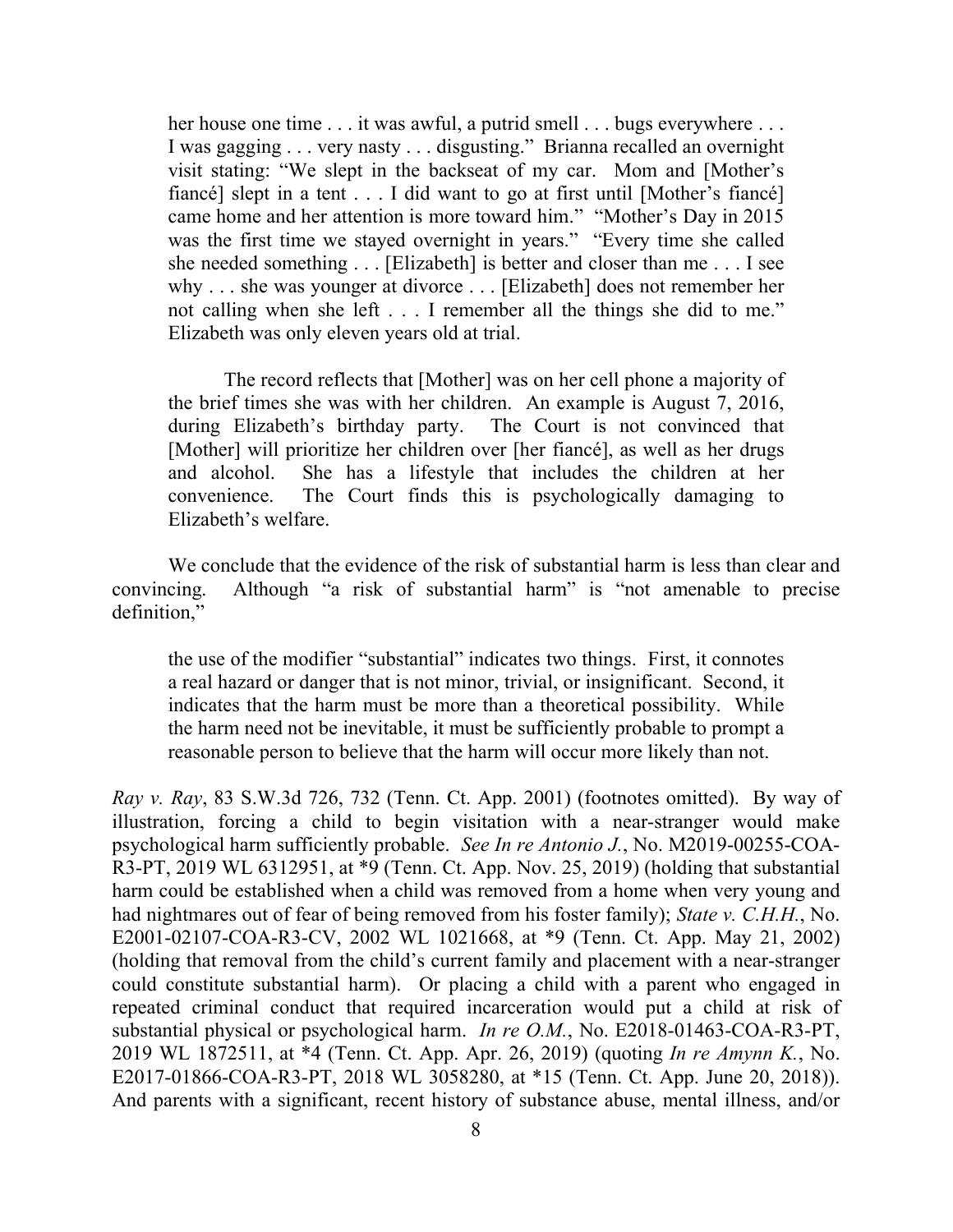her house one time . . . it was awful, a putrid smell . . . bugs everywhere . . . I was gagging . . . very nasty . . . disgusting." Brianna recalled an overnight visit stating: "We slept in the backseat of my car. Mom and [Mother's fiancé] slept in a tent . . . I did want to go at first until [Mother's fiancé] came home and her attention is more toward him." "Mother's Day in 2015 was the first time we stayed overnight in years." "Every time she called she needed something . . . [Elizabeth] is better and closer than me . . . I see why . . . she was younger at divorce . . . [Elizabeth] does not remember her not calling when she left . . . I remember all the things she did to me." Elizabeth was only eleven years old at trial.

> The record reflects that [Mother] was on her cell phone a majority of the brief times she was with her children. An example is August 7, 2016, during Elizabeth's birthday party. The Court is not convinced that [Mother] will prioritize her children over [her fiancé], as well as her drugs and alcohol. She has a lifestyle that includes the children at her convenience. The Court finds this is psychologically damaging to Elizabeth's welfare.

We conclude that the evidence of the risk of substantial harm is less than clear and convincing. Although "a risk of substantial harm" is "not amenable to precise definition,"

> the use of the modifier "substantial" indicates two things. First, it connotes a real hazard or danger that is not minor, trivial, or insignificant. Second, it indicates that the harm must be more than a theoretical possibility. While the harm need not be inevitable, it must be sufficiently probable to prompt a reasonable person to believe that the harm will occur more likely than not.

*Ray v. Ray*, 83 S.W.3d 726, 732 (Tenn. Ct. App. 2001) (footnotes omitted). By way of illustration, forcing a child to begin visitation with a near-stranger would make psychological harm sufficiently probable. *See In re Antonio J.*, No. M2019-00255-COA-R3-PT, 2019 WL 6312951, at *9 (Tenn. Ct. App. Nov. 25, 2019) (holding that substantial harm could be established when a child was removed from a home when very young and had nightmares out of fear of being removed from his foster family); *State v. C.H.H.*, No. E2001-02107-COA-R3-CV, 2002 WL 1021668, at *9 (Tenn. Ct. App. May 21, 2002) (holding that removal from the child's current family and placement with a near-stranger could constitute substantial harm). Or placing a child with a parent who engaged in repeated criminal conduct that required incarceration would put a child at risk of substantial physical or psychological harm. *In re O.M.*, No. E2018-01463-COA-R3-PT, 2019 WL 1872511, at *4 (Tenn. Ct. App. Apr. 26, 2019) (quoting *In re Amynn K.*, No. E2017-01866-COA-R3-PT, 2018 WL 3058280, at *15 (Tenn. Ct. App. June 20, 2018)). And parents with a significant, recent history of substance abuse, mental illness, and/or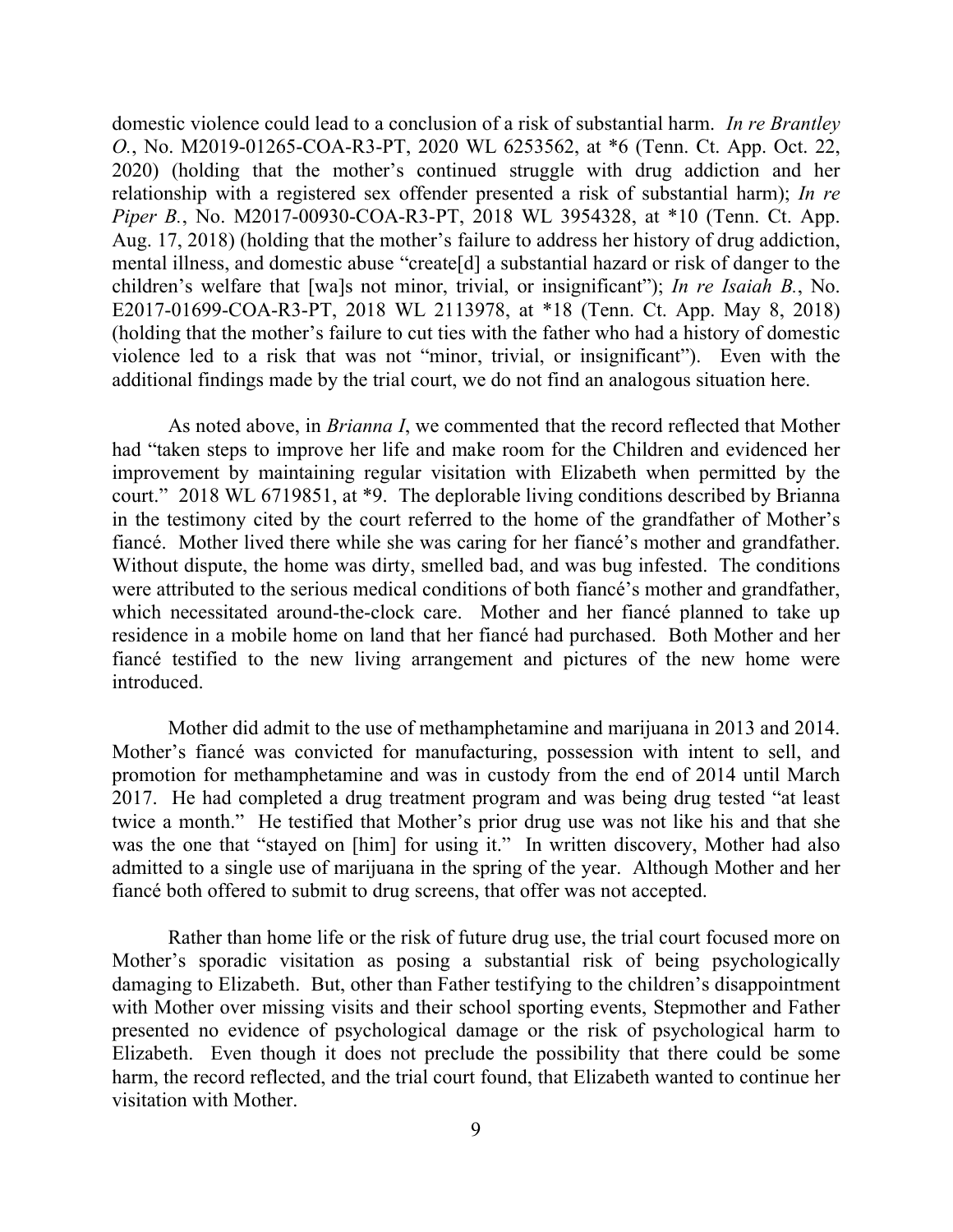domestic violence could lead to a conclusion of a risk of substantial harm. *In re Brantley O.*, No. M2019-01265-COA-R3-PT, 2020 WL 6253562, at *6 (Tenn. Ct. App. Oct. 22, 2020) (holding that the mother's continued struggle with drug addiction and her relationship with a registered sex offender presented a risk of substantial harm); *In re Piper B.*, No. M2017-00930-COA-R3-PT, 2018 WL 3954328, at *10 (Tenn. Ct. App. Aug. 17, 2018) (holding that the mother's failure to address her history of drug addiction, mental illness, and domestic abuse "create[d] a substantial hazard or risk of danger to the children's welfare that [wa]s not minor, trivial, or insignificant"); *In re Isaiah B.*, No. E2017-01699-COA-R3-PT, 2018 WL 2113978, at *18 (Tenn. Ct. App. May 8, 2018) (holding that the mother's failure to cut ties with the father who had a history of domestic violence led to a risk that was not "minor, trivial, or insignificant"). Even with the additional findings made by the trial court, we do not find an analogous situation here.

As noted above, in *Brianna I*, we commented that the record reflected that Mother had "taken steps to improve her life and make room for the Children and evidenced her improvement by maintaining regular visitation with Elizabeth when permitted by the court." 2018 WL 6719851, at *9. The deplorable living conditions described by Brianna in the testimony cited by the court referred to the home of the grandfather of Mother's fiancé. Mother lived there while she was caring for her fiancé's mother and grandfather. Without dispute, the home was dirty, smelled bad, and was bug infested. The conditions were attributed to the serious medical conditions of both fiancé's mother and grandfather, which necessitated around-the-clock care. Mother and her fiancé planned to take up residence in a mobile home on land that her fiancé had purchased. Both Mother and her fiancé testified to the new living arrangement and pictures of the new home were introduced.

Mother did admit to the use of methamphetamine and marijuana in 2013 and 2014. Mother's fiancé was convicted for manufacturing, possession with intent to sell, and promotion for methamphetamine and was in custody from the end of 2014 until March 2017. He had completed a drug treatment program and was being drug tested "at least twice a month." He testified that Mother's prior drug use was not like his and that she was the one that "stayed on [him] for using it." In written discovery, Mother had also admitted to a single use of marijuana in the spring of the year. Although Mother and her fiancé both offered to submit to drug screens, that offer was not accepted.

Rather than home life or the risk of future drug use, the trial court focused more on Mother's sporadic visitation as posing a substantial risk of being psychologically damaging to Elizabeth. But, other than Father testifying to the children's disappointment with Mother over missing visits and their school sporting events, Stepmother and Father presented no evidence of psychological damage or the risk of psychological harm to Elizabeth. Even though it does not preclude the possibility that there could be some harm, the record reflected, and the trial court found, that Elizabeth wanted to continue her visitation with Mother.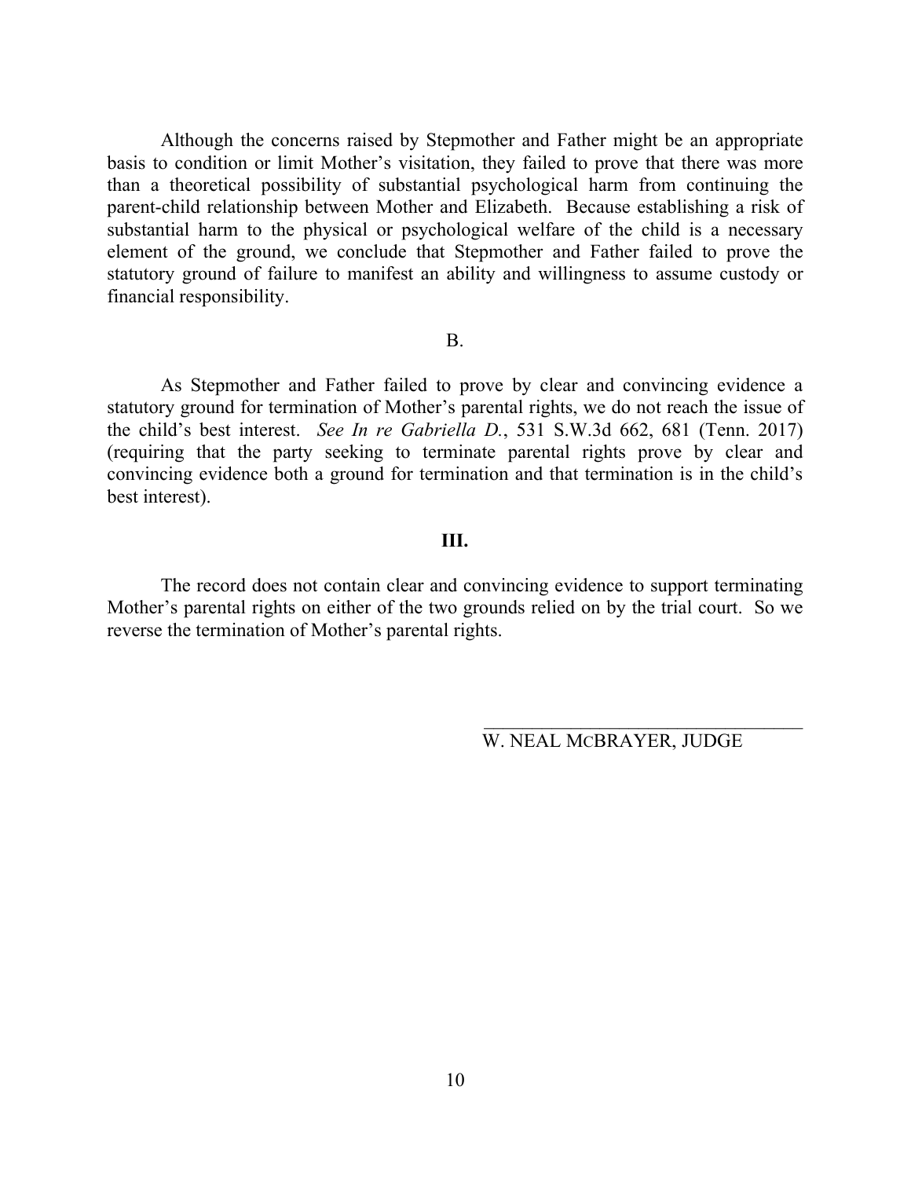Although the concerns raised by Stepmother and Father might be an appropriate basis to condition or limit Mother's visitation, they failed to prove that there was more than a theoretical possibility of substantial psychological harm from continuing the parent-child relationship between Mother and Elizabeth. Because establishing a risk of substantial harm to the physical or psychological welfare of the child is a necessary element of the ground, we conclude that Stepmother and Father failed to prove the statutory ground of failure to manifest an ability and willingness to assume custody or financial responsibility.

B.

As Stepmother and Father failed to prove by clear and convincing evidence a statutory ground for termination of Mother's parental rights, we do not reach the issue of the child's best interest. *See In re Gabriella D.*, 531 S.W.3d 662, 681 (Tenn. 2017) (requiring that the party seeking to terminate parental rights prove by clear and convincing evidence both a ground for termination and that termination is in the child's best interest).

**III.**

The record does not contain clear and convincing evidence to support terminating Mother's parental rights on either of the two grounds relied on by the trial court. So we reverse the termination of Mother's parental rights.

W. NEAL MCBRAYER, JUDGE